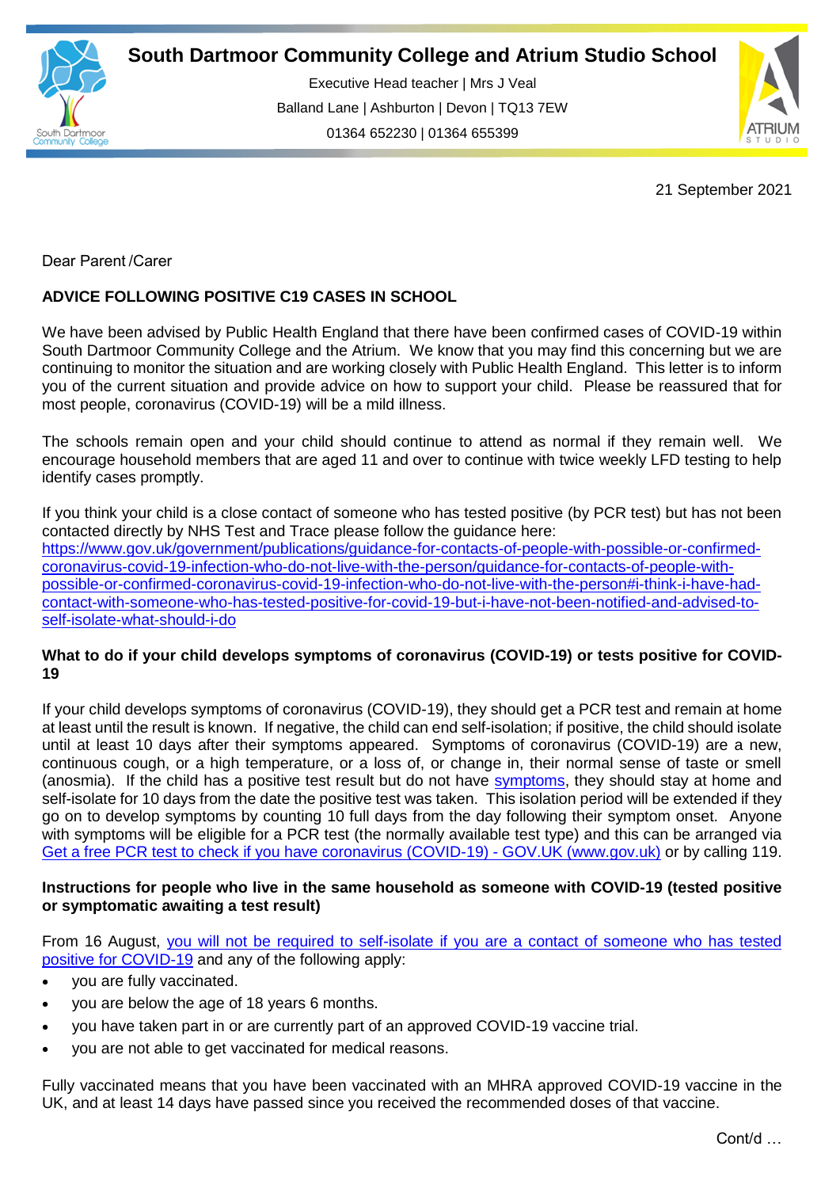# South Dartmoor Community College and Atrium Studio School

Executive Head teacher | Mrs J Veal

Balland Lane | Ashburton | Devon | TQ13 7EW

01364 652230 | 01364 655399

21 September 2021

Dear Parent /Carer

**ADVICE FOLLOWING POSITIVE C19 CASES IN SCHOOL**

We have been advised by Public Health England that there have been confirmed cases of COVID-19 within South Dartmoor Community College and the Atrium. We know that you may find this concerning but we are continuing to monitor the situation and are working closely with Public Health England. This letter is to inform you of the current situation and provide advice on how to support your child. Please be reassured that for most people, coronavirus (COVID-19) will be a mild illness.

The schools remain open and your child should continue to attend as normal if they remain well. We encourage household members that are aged 11 and over to continue with twice weekly LFD testing to help identify cases promptly.

If you think your child is a close contact of someone who has tested positive (by PCR test) but has not been contacted directly by NHS Test and Trace please follow the guidance here: https://www.gov.uk/government/publications/guidance-for-contacts-of-people-with-possible-or-confirmed-coronavirus-covid-19-infection-who-do-not-live-with-the-person/guidance-for-contacts-of-people-with-possible-or-confirmed-coronavirus-covid-19-infection-who-do-not-live-with-the-person#i-think-i-have-had-contact-with-someone-who-has-tested-positive-for-covid-19-but-i-have-not-been-notified-and-advised-to-self-isolate-what-should-i-do

**What to do if your child develops symptoms of coronavirus (COVID-19) or tests positive for COVID-19**

If your child develops symptoms of coronavirus (COVID-19), they should get a PCR test and remain at home at least until the result is known. If negative, the child can end self-isolation; if positive, the child should isolate until at least 10 days after their symptoms appeared. Symptoms of coronavirus (COVID-19) are a new, continuous cough, or a high temperature, or a loss of, or change in, their normal sense of taste or smell (anosmia). If the child has a positive test result but do not have symptoms, they should stay at home and self-isolate for 10 days from the date the positive test was taken. This isolation period will be extended if they go on to develop symptoms by counting 10 full days from the day following their symptom onset. Anyone with symptoms will be eligible for a PCR test (the normally available test type) and this can be arranged via Get a free PCR test to check if you have coronavirus (COVID-19) - GOV.UK (www.gov.uk) or by calling 119.

**Instructions for people who live in the same household as someone with COVID-19 (tested positive or symptomatic awaiting a test result)**

From 16 August, you will not be required to self-isolate if you are a contact of someone who has tested positive for COVID-19 and any of the following apply:

- you are fully vaccinated.
- you are below the age of 18 years 6 months.
- you have taken part in or are currently part of an approved COVID-19 vaccine trial.
- you are not able to get vaccinated for medical reasons.

Fully vaccinated means that you have been vaccinated with an MHRA approved COVID-19 vaccine in the UK, and at least 14 days have passed since you received the recommended doses of that vaccine.

Cont/d …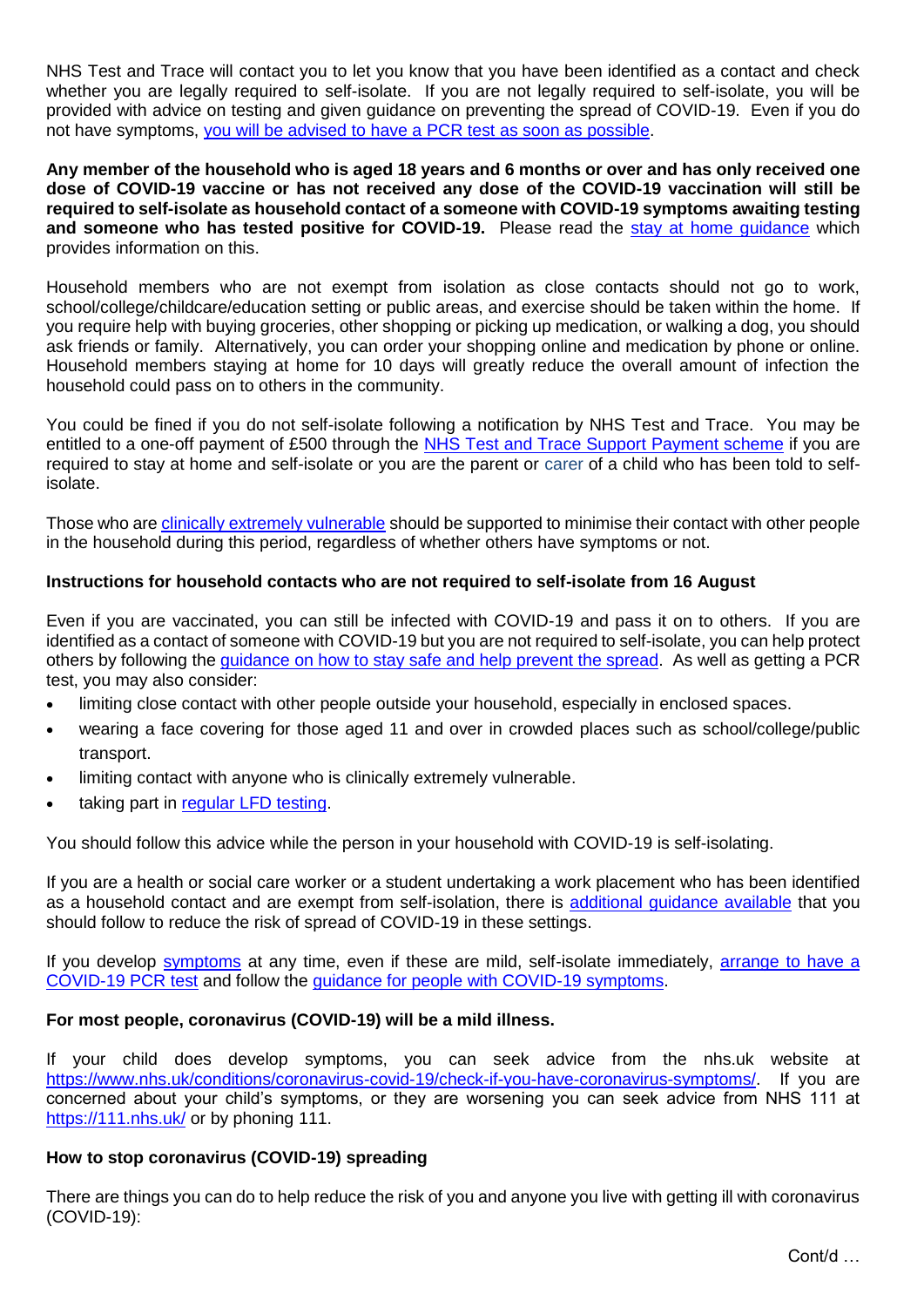NHS Test and Trace will contact you to let you know that you have been identified as a contact and check whether you are legally required to self-isolate. If you are not legally required to self-isolate, you will be provided with advice on testing and given guidance on preventing the spread of COVID-19. Even if you do not have symptoms, [you will be advised to have a PCR test as soon as possible](#).

**Any member of the household who is aged 18 years and 6 months or over and has only received one dose of COVID-19 vaccine or has not received any dose of the COVID-19 vaccination will still be required to self-isolate as household contact of a someone with COVID-19 symptoms awaiting testing and someone who has tested positive for COVID-19.** Please read the [stay at home guidance](#) which provides information on this.

Household members who are not exempt from isolation as close contacts should not go to work, school/college/childcare/education setting or public areas, and exercise should be taken within the home. If you require help with buying groceries, other shopping or picking up medication, or walking a dog, you should ask friends or family. Alternatively, you can order your shopping online and medication by phone or online. Household members staying at home for 10 days will greatly reduce the overall amount of infection the household could pass on to others in the community.

You could be fined if you do not self-isolate following a notification by NHS Test and Trace. You may be entitled to a one-off payment of £500 through the [NHS Test and Trace Support Payment scheme](#) if you are required to stay at home and self-isolate or you are the parent or carer of a child who has been told to self-isolate.

Those who are [clinically extremely vulnerable](#) should be supported to minimise their contact with other people in the household during this period, regardless of whether others have symptoms or not.

**Instructions for household contacts who are not required to self-isolate from 16 August**

Even if you are vaccinated, you can still be infected with COVID-19 and pass it on to others. If you are identified as a contact of someone with COVID-19 but you are not required to self-isolate, you can help protect others by following the [guidance on how to stay safe and help prevent the spread](#). As well as getting a PCR test, you may also consider:

- limiting close contact with other people outside your household, especially in enclosed spaces.
- wearing a face covering for those aged 11 and over in crowded places such as school/college/public transport.
- limiting contact with anyone who is clinically extremely vulnerable.
- taking part in [regular LFD testing](#).

You should follow this advice while the person in your household with COVID-19 is self-isolating.

If you are a health or social care worker or a student undertaking a work placement who has been identified as a household contact and are exempt from self-isolation, there is [additional guidance available](#) that you should follow to reduce the risk of spread of COVID-19 in these settings.

If you develop [symptoms](#) at any time, even if these are mild, self-isolate immediately, [arrange to have a COVID-19 PCR test](#) and follow the [guidance for people with COVID-19 symptoms](#).

**For most people, coronavirus (COVID-19) will be a mild illness.**

If your child does develop symptoms, you can seek advice from the nhs.uk website at https://www.nhs.uk/conditions/coronavirus-covid-19/check-if-you-have-coronavirus-symptoms/. If you are concerned about your child's symptoms, or they are worsening you can seek advice from NHS 111 at https://111.nhs.uk/ or by phoning 111.

**How to stop coronavirus (COVID-19) spreading**

There are things you can do to help reduce the risk of you and anyone you live with getting ill with coronavirus (COVID-19):

Cont/d …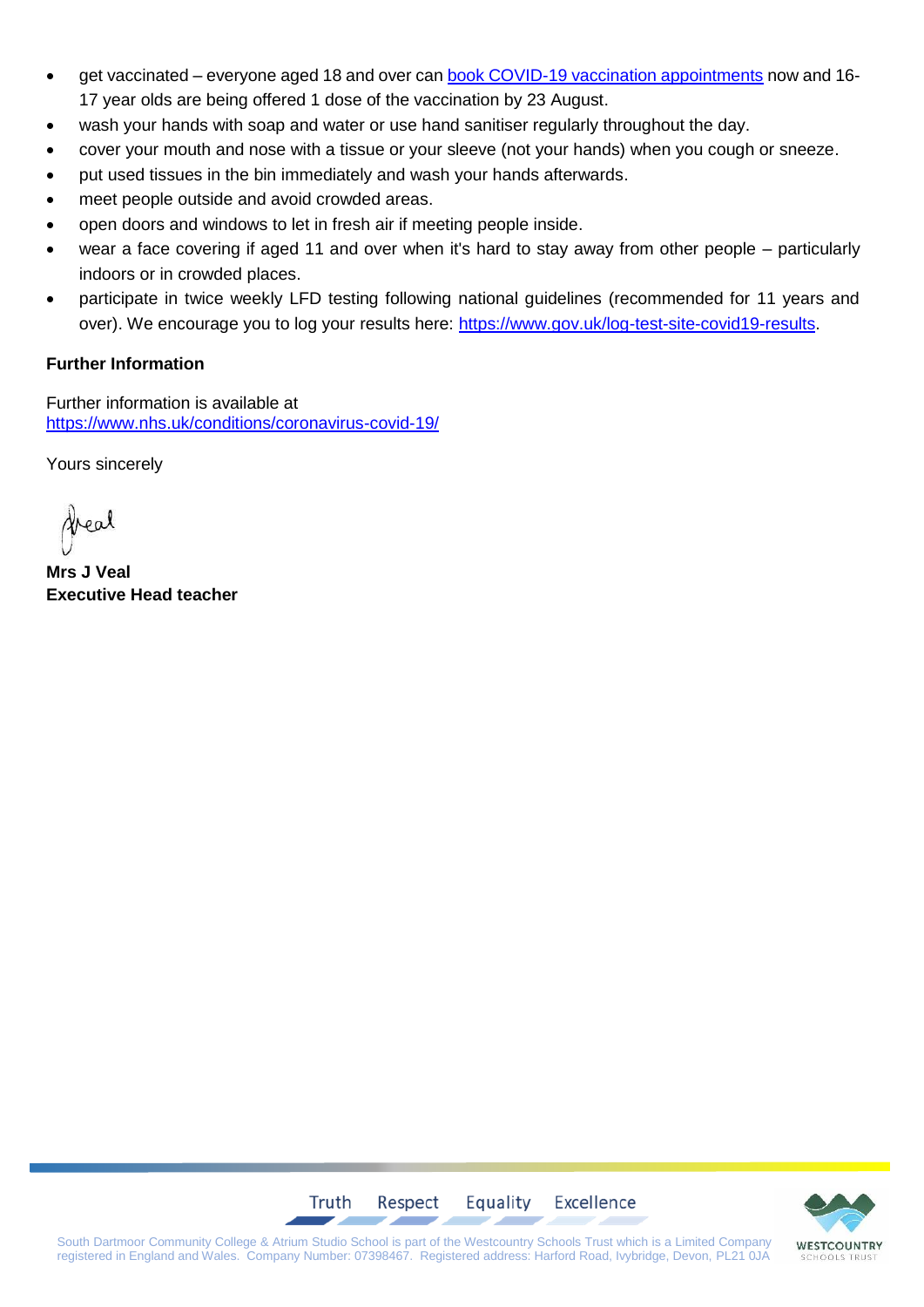- get vaccinated – everyone aged 18 and over can [book COVID-19 vaccination appointments]() now and 16-17 year olds are being offered 1 dose of the vaccination by 23 August.
- wash your hands with soap and water or use hand sanitiser regularly throughout the day.
- cover your mouth and nose with a tissue or your sleeve (not your hands) when you cough or sneeze.
- put used tissues in the bin immediately and wash your hands afterwards.
- meet people outside and avoid crowded areas.
- open doors and windows to let in fresh air if meeting people inside.
- wear a face covering if aged 11 and over when it's hard to stay away from other people – particularly indoors or in crowded places.
- participate in twice weekly LFD testing following national guidelines (recommended for 11 years and over). We encourage you to log your results here: https://www.gov.uk/log-test-site-covid19-results.

**Further Information**

Further information is available at
https://www.nhs.uk/conditions/coronavirus-covid-19/

Yours sincerely

JVeal

**Mrs J Veal**
**Executive Head teacher**